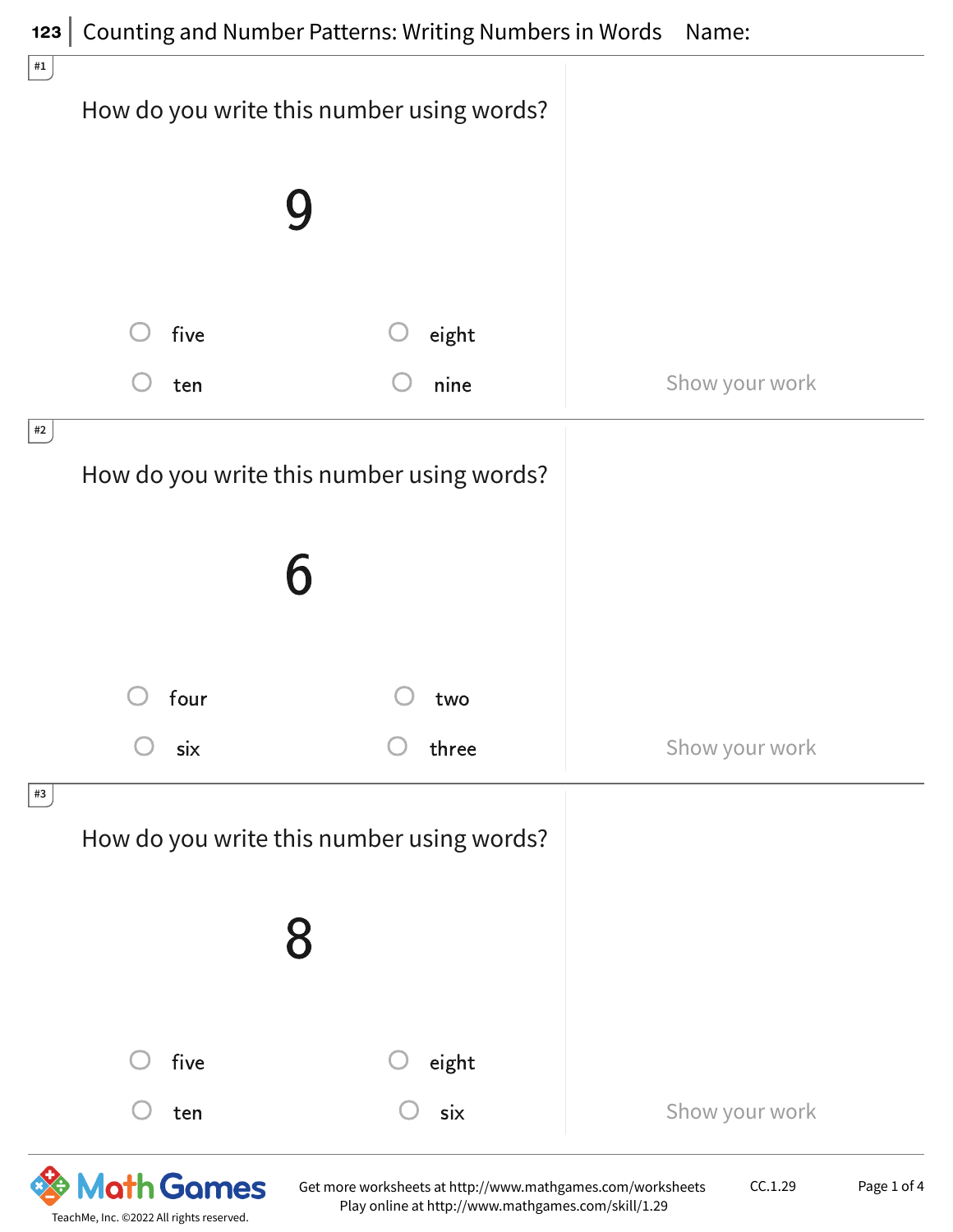# Counting and Number Patterns: Writing Numbers in Words

Name:

**#1**

How do you write this number using words?

9

- ○ five
- ○ eight
- ○ ten
- ○ nine

Show your work

**#2**

How do you write this number using words?

6

- ○ four
- ○ two
- ○ six
- ○ three

Show your work

**#3**

How do you write this number using words?

8

- ○ five
- ○ eight
- ○ ten
- ○ six

Show your work

Get more worksheets at http://www.mathgames.com/worksheets
Play online at http://www.mathgames.com/skill/1.29

CC.1.29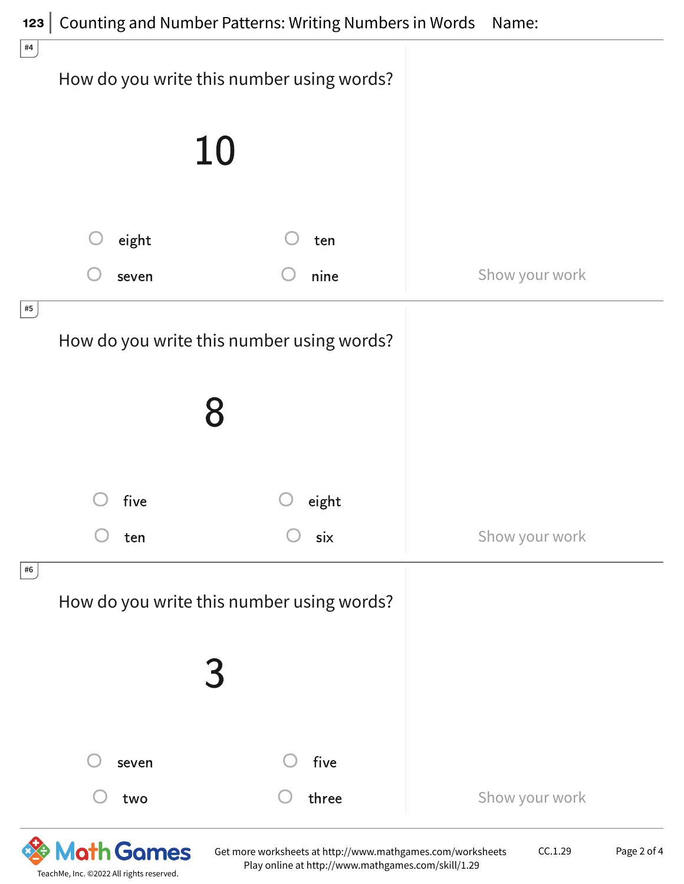#4

How do you write this number using words?

10

- ○ eight
- ○ ten
- ○ seven
- ○ nine

Show your work

#5

How do you write this number using words?

8

- ○ five
- ○ eight
- ○ ten
- ○ six

Show your work

#6

How do you write this number using words?

3

- ○ seven
- ○ five
- ○ two
- ○ three

Show your work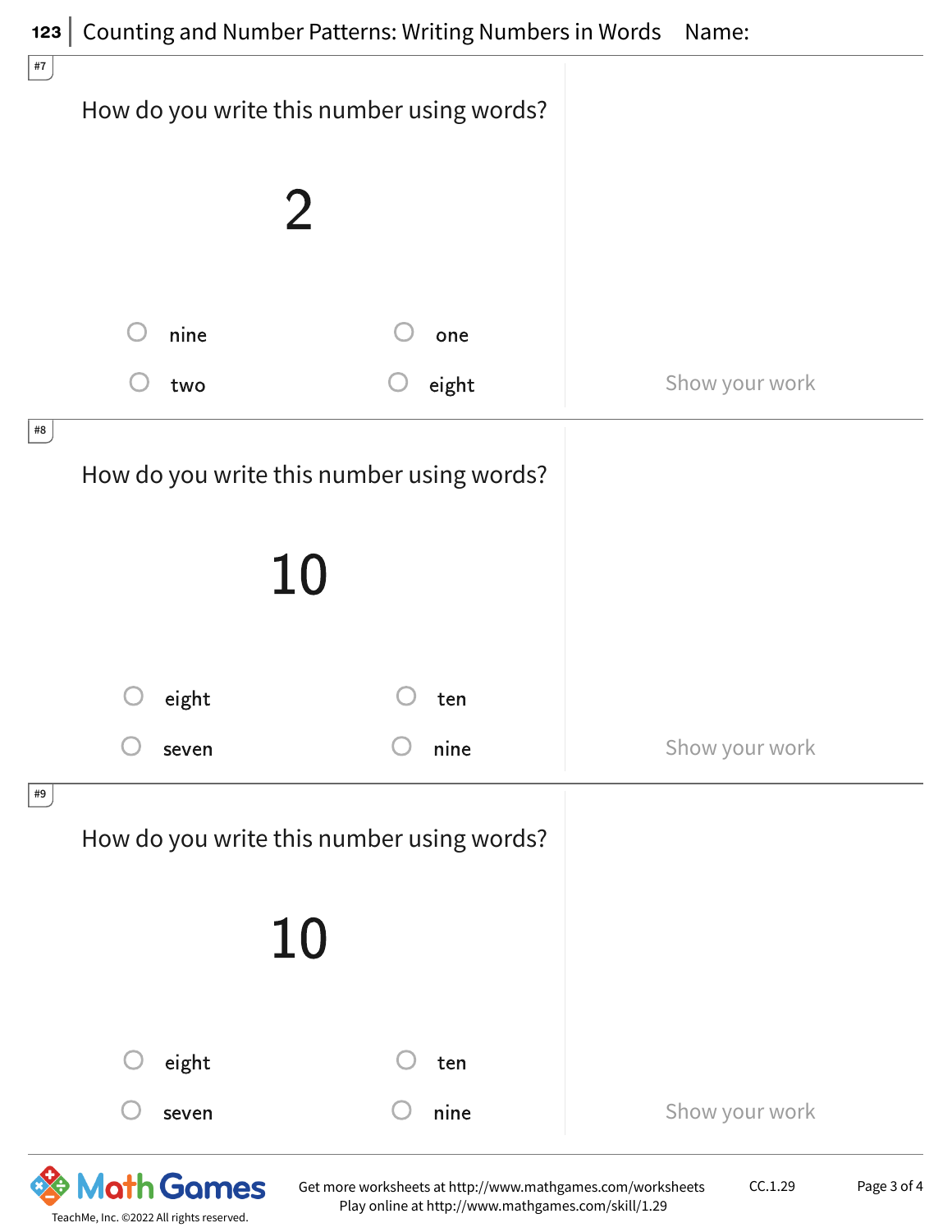#7

How do you write this number using words?

2

- ○ nine
- ○ one
- ○ two
- ○ eight

Show your work

#8

How do you write this number using words?

10

- ○ eight
- ○ ten
- ○ seven
- ○ nine

Show your work

#9

How do you write this number using words?

10

- ○ eight
- ○ ten
- ○ seven
- ○ nine

Show your work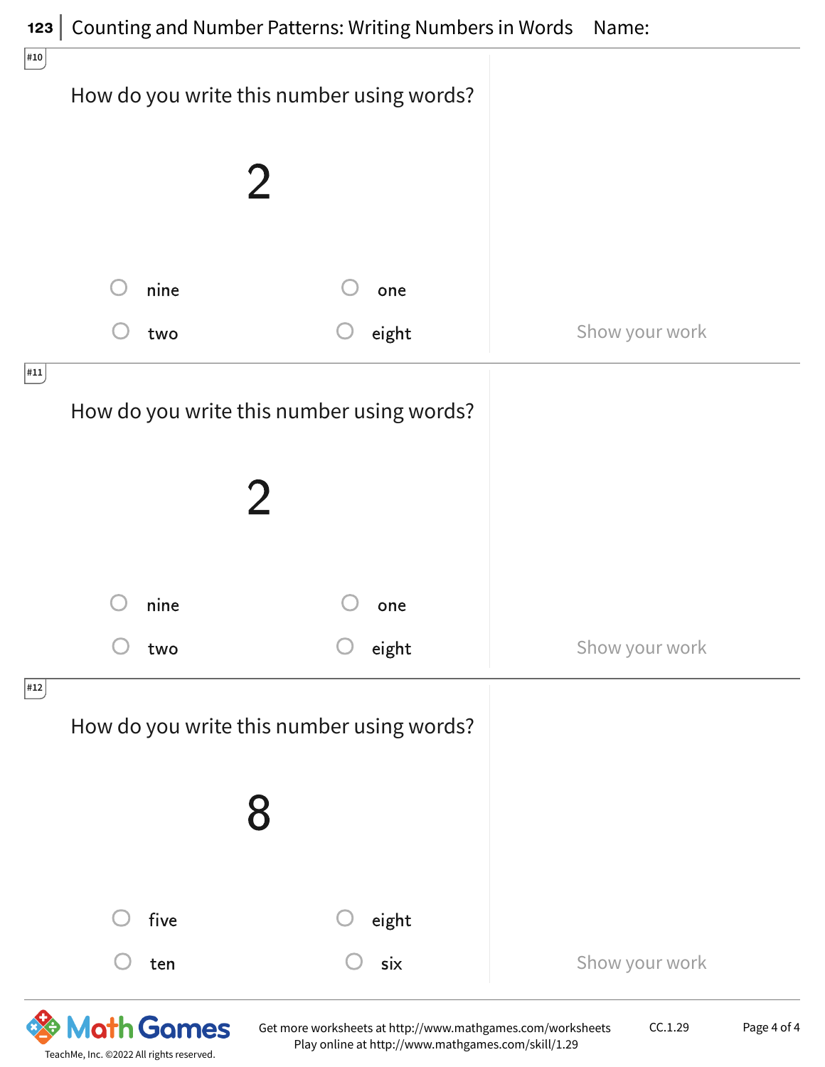#10

How do you write this number using words?

2

- ○ nine
- ○ one
- ○ two
- ○ eight

Show your work

#11

How do you write this number using words?

2

- ○ nine
- ○ one
- ○ two
- ○ eight

Show your work

#12

How do you write this number using words?

8

- ○ five
- ○ eight
- ○ ten
- ○ six

Show your work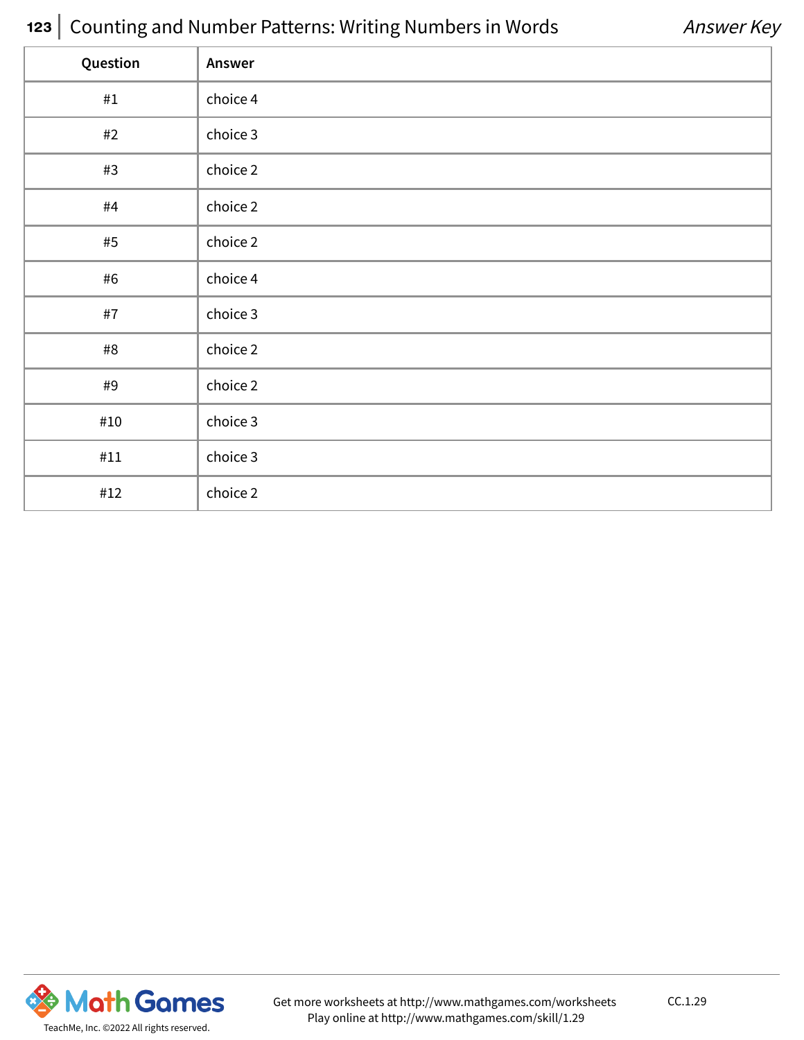# Counting and Number Patterns: Writing Numbers in Words

*Answer Key*

| Question | Answer |
|---|---|
| #1 | choice 4 |
| #2 | choice 3 |
| #3 | choice 2 |
| #4 | choice 2 |
| #5 | choice 2 |
| #6 | choice 4 |
| #7 | choice 3 |
| #8 | choice 2 |
| #9 | choice 2 |
| #10 | choice 3 |
| #11 | choice 3 |
| #12 | choice 2 |